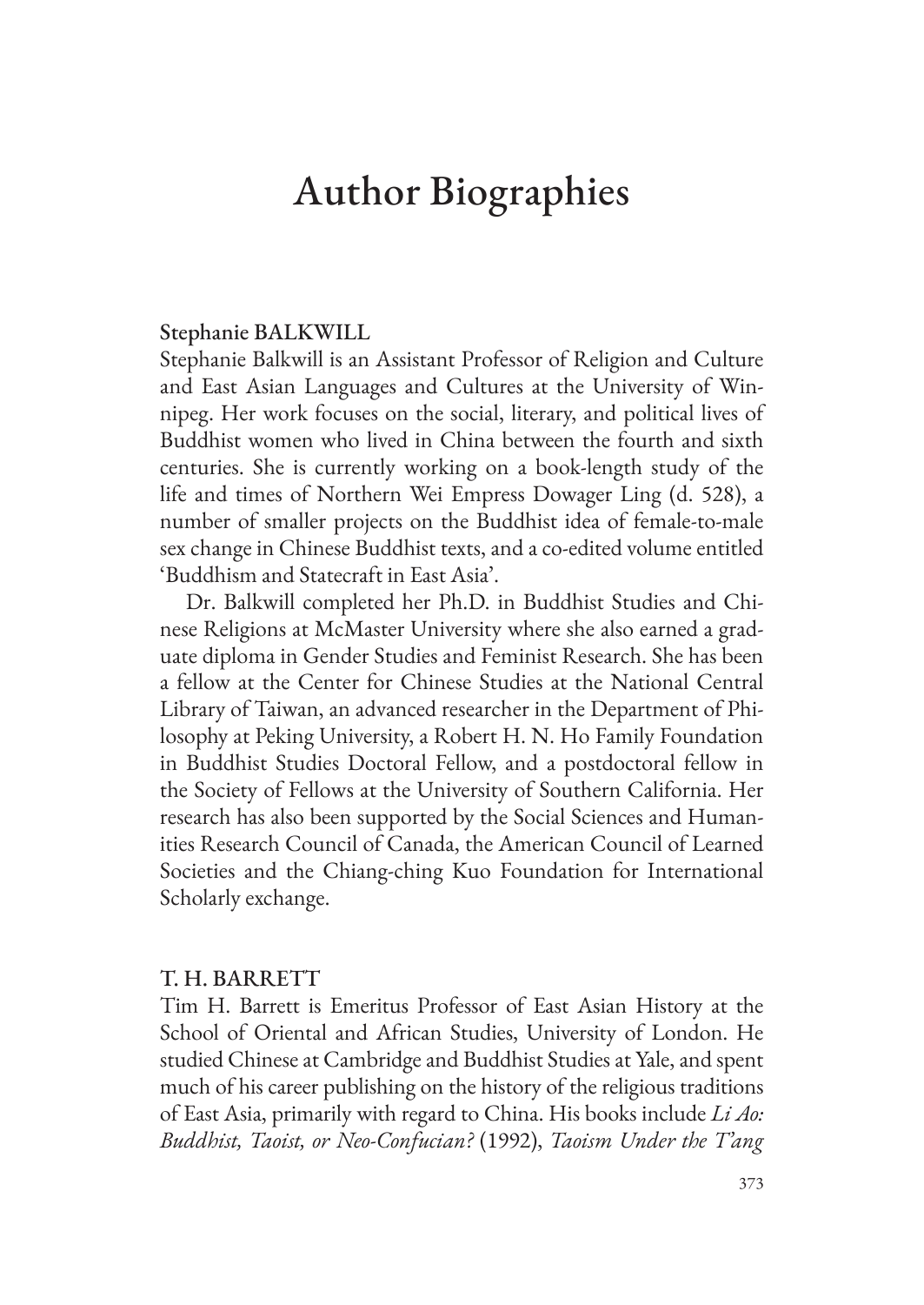# Author Biographies

### Stephanie BALKWILL

Stephanie Balkwill is an Assistant Professor of Religion and Culture and East Asian Languages and Cultures at the University of Winnipeg. Her work focuses on the social, literary, and political lives of Buddhist women who lived in China between the fourth and sixth centuries. She is currently working on a book-length study of the life and times of Northern Wei Empress Dowager Ling (d. 528), a number of smaller projects on the Buddhist idea of female-to-male sex change in Chinese Buddhist texts, and a co-edited volume entitled 'Buddhism and Statecraft in East Asia'.

Dr. Balkwill completed her Ph.D. in Buddhist Studies and Chinese Religions at McMaster University where she also earned a graduate diploma in Gender Studies and Feminist Research. She has been a fellow at the Center for Chinese Studies at the National Central Library of Taiwan, an advanced researcher in the Department of Philosophy at Peking University, a Robert H. N. Ho Family Foundation in Buddhist Studies Doctoral Fellow, and a postdoctoral fellow in the Society of Fellows at the University of Southern California. Her research has also been supported by the Social Sciences and Humanities Research Council of Canada, the American Council of Learned Societies and the Chiang-ching Kuo Foundation for International Scholarly exchange.

### T. H. BARRETT

Tim H. Barrett is Emeritus Professor of East Asian History at the School of Oriental and African Studies, University of London. He studied Chinese at Cambridge and Buddhist Studies at Yale, and spent much of his career publishing on the history of the religious traditions of East Asia, primarily with regard to China. His books include *Li Ao: Buddhist, Taoist, or Neo-Confucian?* (1992), *Taoism Under the T'ang*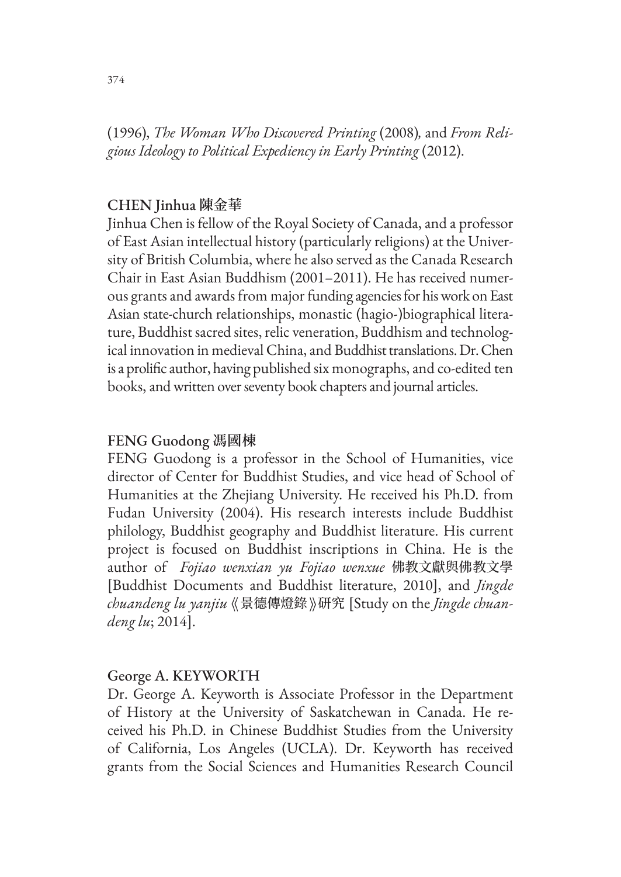(1996), *The Woman Who Discovered Printing* (2008), and *From Religious Ideology to Political Expediency in Early Printing* (2012).

### CHEN Jinhua 陳金華

Jinhua Chen is fellow of the Royal Society of Canada, and a professor of East Asian intellectual history (particularly religions) at the University of British Columbia, where he also served as the Canada Research Chair in East Asian Buddhism (2001–2011). He has received numerous grants and awards from major funding agencies for his work on East Asian state-church relationships, monastic (hagio-)biographical literature, Buddhist sacred sites, relic veneration, Buddhism and technological innovation in medieval China, and Buddhist translations. Dr. Chen is a prolific author, having published six monographs, and co-edited ten books, and written over seventy book chapters and journal articles.

### FENG Guodong 馮國棟

FENG Guodong is a professor in the School of Humanities, vice director of Center for Buddhist Studies, and vice head of School of Humanities at the Zhejiang University. He received his Ph.D. from Fudan University (2004). His research interests include Buddhist philology, Buddhist geography and Buddhist literature. His current project is focused on Buddhist inscriptions in China. He is the author of *Fojiao wenxian yu Fojiao wenxue* 佛教文獻與佛教文學 [Buddhist Documents and Buddhist literature, 2010], and *Jingde chuandeng lu yanjiu* 《景德傳燈錄》研究 [Study on the *Jingde chuandeng lu*; 2014].

### George A. KEYWORTH

Dr. George A. Keyworth is Associate Professor in the Department of History at the University of Saskatchewan in Canada. He received his Ph.D. in Chinese Buddhist Studies from the University of California, Los Angeles (UCLA). Dr. Keyworth has received grants from the Social Sciences and Humanities Research Council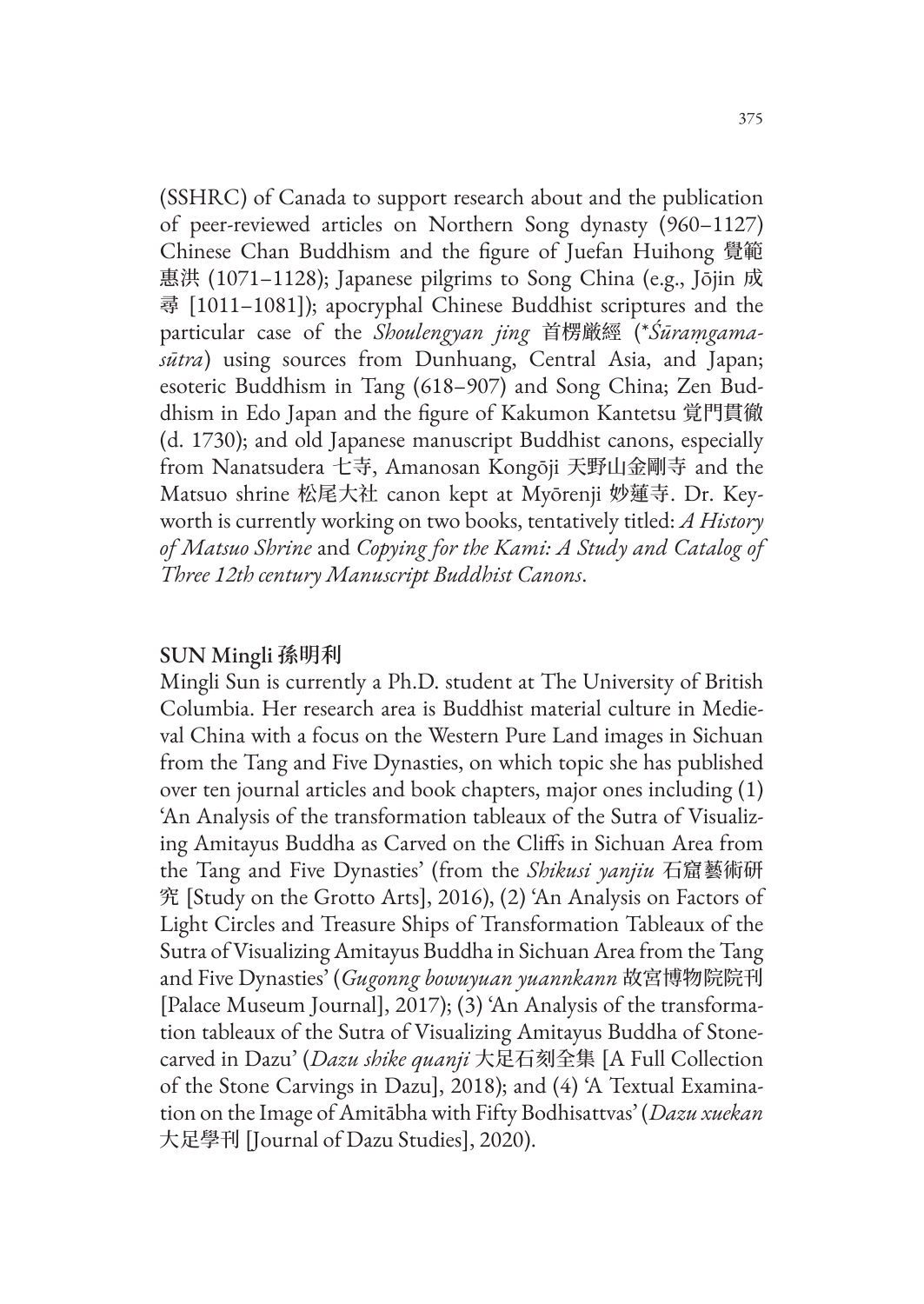(SSHRC) of Canada to support research about and the publication of peer-reviewed articles on Northern Song dynasty (960–1127) Chinese Chan Buddhism and the figure of Juefan Huihong 覺範惠洪 (1071–1128); Japanese pilgrims to Song China (e.g., Jōjin 成尋 [1011–1081]); apocryphal Chinese Buddhist scriptures and the particular case of the *Shoulengyan jing* 首楞厳經 (*\*Śūraṃgama-sūtra*) using sources from Dunhuang, Central Asia, and Japan; esoteric Buddhism in Tang (618–907) and Song China; Zen Buddhism in Edo Japan and the figure of Kakumon Kantetsu 覚門貫徹 (d. 1730); and old Japanese manuscript Buddhist canons, especially from Nanatsudera 七寺, Amanosan Kongōji 天野山金剛寺 and the Matsuo shrine 松尾大社 canon kept at Myōrenji 妙蓮寺. Dr. Keyworth is currently working on two books, tentatively titled: *A History of Matsuo Shrine* and *Copying for the Kami: A Study and Catalog of Three 12th century Manuscript Buddhist Canons*.

**SUN Mingli 孫明利**

Mingli Sun is currently a Ph.D. student at The University of British Columbia. Her research area is Buddhist material culture in Medieval China with a focus on the Western Pure Land images in Sichuan from the Tang and Five Dynasties, on which topic she has published over ten journal articles and book chapters, major ones including (1) 'An Analysis of the transformation tableaux of the Sutra of Visualizing Amitayus Buddha as Carved on the Cliffs in Sichuan Area from the Tang and Five Dynasties' (from the *Shikusi yanjiu* 石窟藝術研究 [Study on the Grotto Arts], 2016), (2) 'An Analysis on Factors of Light Circles and Treasure Ships of Transformation Tableaux of the Sutra of Visualizing Amitayus Buddha in Sichuan Area from the Tang and Five Dynasties' (*Gugonng bowuyuan yuannkann* 故宮博物院院刊 [Palace Museum Journal], 2017); (3) 'An Analysis of the transformation tableaux of the Sutra of Visualizing Amitayus Buddha of Stone-carved in Dazu' (*Dazu shike quanji* 大足石刻全集 [A Full Collection of the Stone Carvings in Dazu], 2018); and (4) 'A Textual Examination on the Image of Amitābha with Fifty Bodhisattvas' (*Dazu xuekan* 大足學刊 [Journal of Dazu Studies], 2020).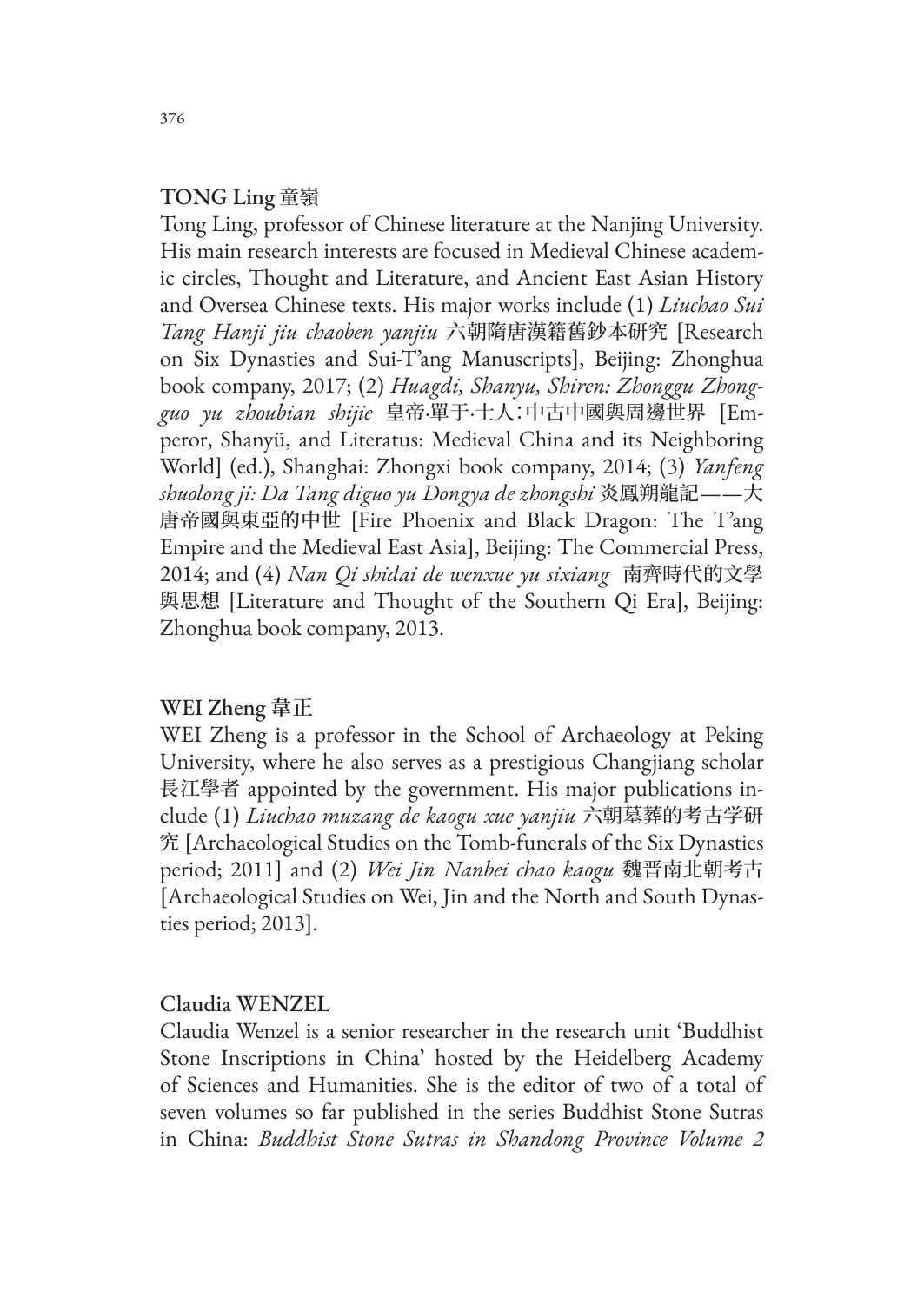### TONG Ling 童嶺

Tong Ling, professor of Chinese literature at the Nanjing University. His main research interests are focused in Medieval Chinese academic circles, Thought and Literature, and Ancient East Asian History and Oversea Chinese texts. His major works include (1) *Liuchao Sui Tang Hanji jiu chaoben yanjiu* 六朝隋唐漢籍舊鈔本研究 [Research on Six Dynasties and Sui-T'ang Manuscripts], Beijing: Zhonghua book company, 2017; (2) *Huagdi, Shanyu, Shiren: Zhonggu Zhongguo yu zhoubian shijie* 皇帝·單于·士人：中古中國與周邊世界 [Emperor, Shanyü, and Literatus: Medieval China and its Neighboring World] (ed.), Shanghai: Zhongxi book company, 2014; (3) *Yanfeng shuolong ji: Da Tang diguo yu Dongya de zhongshi* 炎鳳朔龍記——大唐帝國與東亞的中世 [Fire Phoenix and Black Dragon: The T'ang Empire and the Medieval East Asia], Beijing: The Commercial Press, 2014; and (4) *Nan Qi shidai de wenxue yu sixiang* 南齊時代的文學與思想 [Literature and Thought of the Southern Qi Era], Beijing: Zhonghua book company, 2013.

### WEI Zheng 韋正

WEI Zheng is a professor in the School of Archaeology at Peking University, where he also serves as a prestigious Changjiang scholar 長江學者 appointed by the government. His major publications include (1) *Liuchao muzang de kaogu xue yanjiu* 六朝墓葬的考古学研究 [Archaeological Studies on the Tomb-funerals of the Six Dynasties period; 2011] and (2) *Wei Jin Nanbei chao kaogu* 魏晋南北朝考古 [Archaeological Studies on Wei, Jin and the North and South Dynasties period; 2013].

### Claudia WENZEL

Claudia Wenzel is a senior researcher in the research unit 'Buddhist Stone Inscriptions in China' hosted by the Heidelberg Academy of Sciences and Humanities. She is the editor of two of a total of seven volumes so far published in the series Buddhist Stone Sutras in China: *Buddhist Stone Sutras in Shandong Province Volume 2*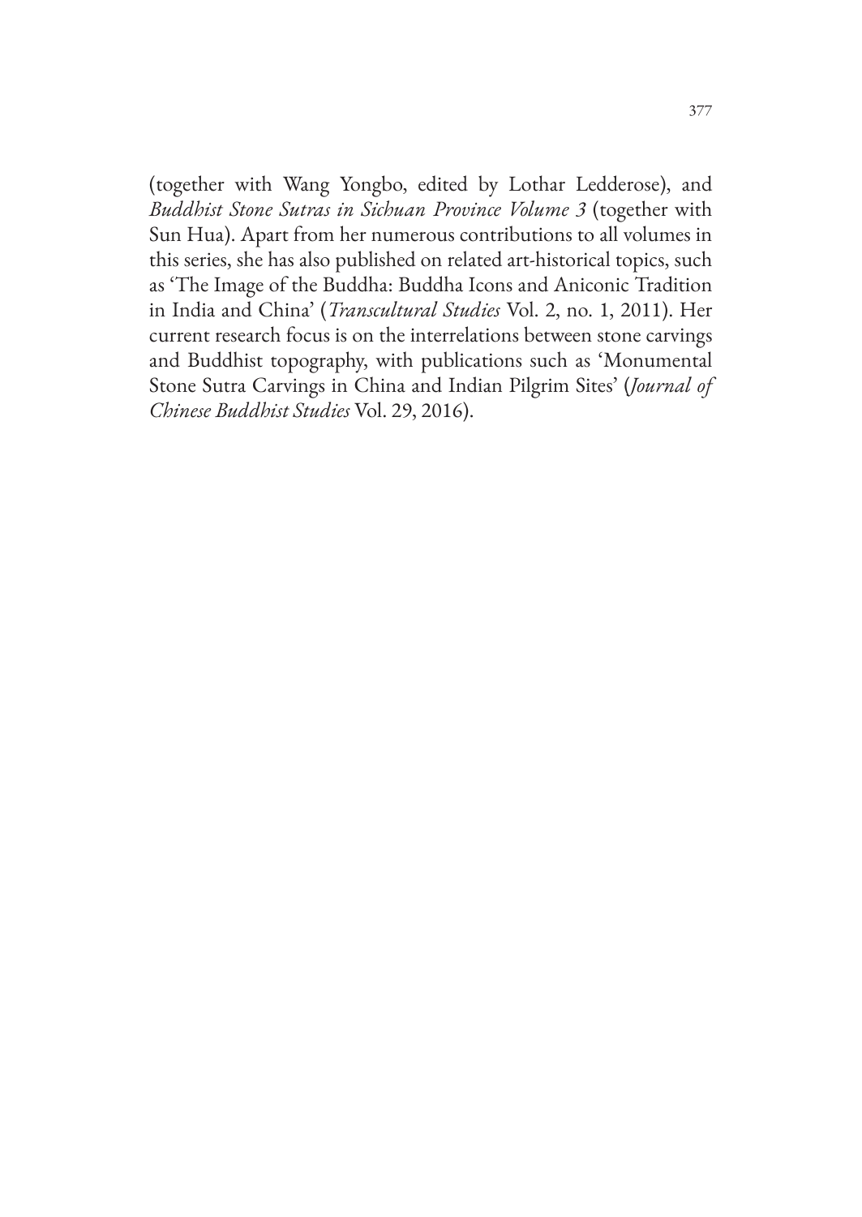(together with Wang Yongbo, edited by Lothar Ledderose), and *Buddhist Stone Sutras in Sichuan Province Volume 3* (together with Sun Hua). Apart from her numerous contributions to all volumes in this series, she has also published on related art-historical topics, such as 'The Image of the Buddha: Buddha Icons and Aniconic Tradition in India and China' (*Transcultural Studies* Vol. 2, no. 1, 2011). Her current research focus is on the interrelations between stone carvings and Buddhist topography, with publications such as 'Monumental Stone Sutra Carvings in China and Indian Pilgrim Sites' (*Journal of Chinese Buddhist Studies* Vol. 29, 2016).